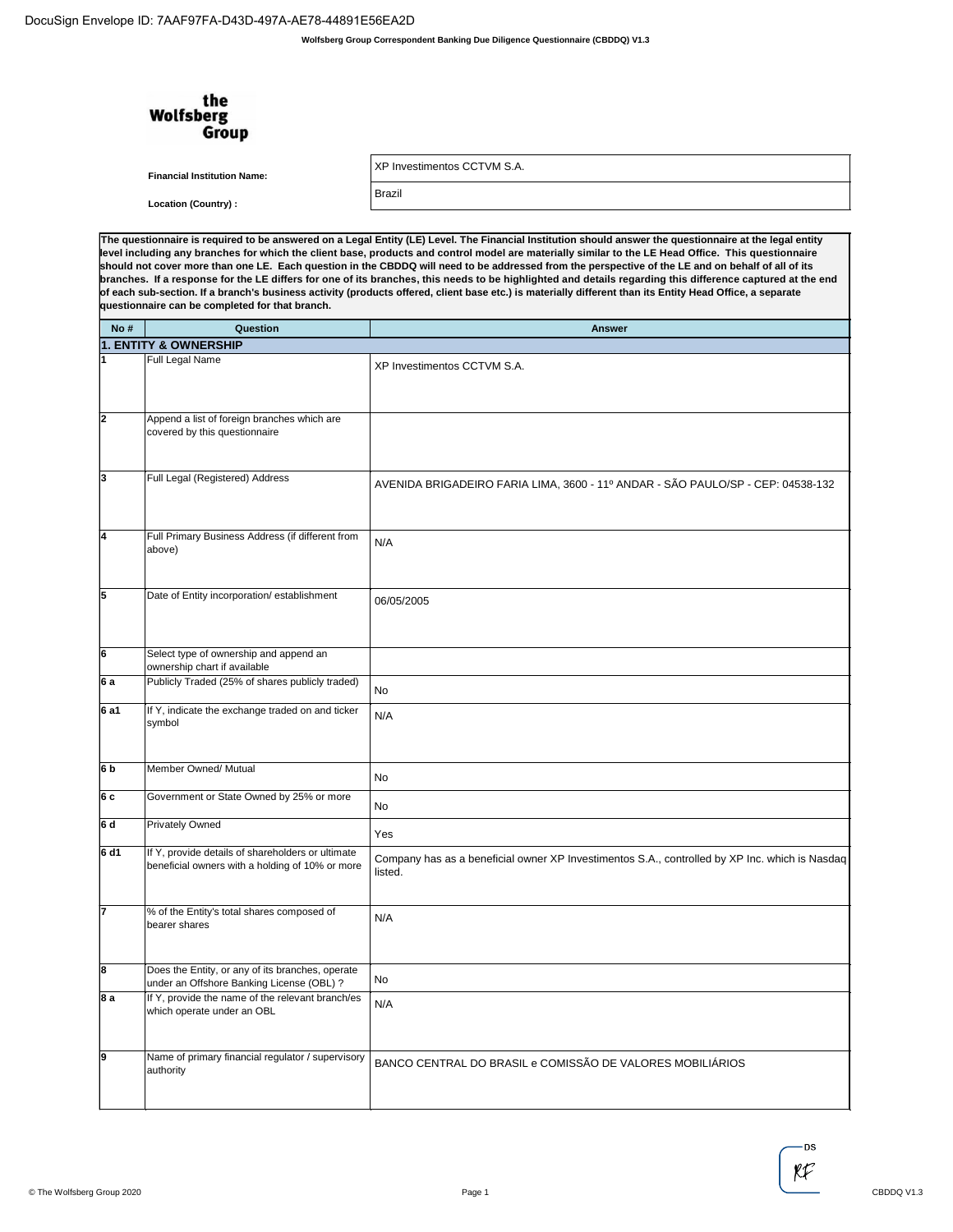DocuSign Envelope ID: 7AAF97FA-D43D-497A-AE78-44891E56EA2D

**Wolfsberg Group Correspondent Banking Due Diligence Questionnaire (CBDDQ) V1.3**

**the Wolfsberg Group**

| | |
|---|---|
| **Financial Institution Name:** | XP Investimentos CCTVM S.A. |
| **Location (Country) :** | Brazil |

**The questionnaire is required to be answered on a Legal Entity (LE) Level. The Financial Institution should answer the questionnaire at the legal entity level including any branches for which the client base, products and control model are materially similar to the LE Head Office. This questionnaire should not cover more than one LE. Each question in the CBDDQ will need to be addressed from the perspective of the LE and on behalf of all of its branches. If a response for the LE differs for one of its branches, this needs to be highlighted and details regarding this difference captured at the end of each sub-section. If a branch's business activity (products offered, client base etc.) is materially different than its Entity Head Office, a separate questionnaire can be completed for that branch.**

| No # | Question | Answer |
|---|---|---|
| **1. ENTITY & OWNERSHIP** | | |
| 1 | Full Legal Name | XP Investimentos CCTVM S.A. |
| 2 | Append a list of foreign branches which are covered by this questionnaire | |
| 3 | Full Legal (Registered) Address | AVENIDA BRIGADEIRO FARIA LIMA, 3600 - 11º ANDAR - SÃO PAULO/SP - CEP: 04538-132 |
| 4 | Full Primary Business Address (if different from above) | N/A |
| 5 | Date of Entity incorporation/ establishment | 06/05/2005 |
| 6 | Select type of ownership and append an ownership chart if available | |
| 6 a | Publicly Traded (25% of shares publicly traded) | No |
| 6 a1 | If Y, indicate the exchange traded on and ticker symbol | N/A |
| 6 b | Member Owned/ Mutual | No |
| 6 c | Government or State Owned by 25% or more | No |
| 6 d | Privately Owned | Yes |
| 6 d1 | If Y, provide details of shareholders or ultimate beneficial owners with a holding of 10% or more | Company has as a beneficial owner XP Investimentos S.A., controlled by XP Inc. which is Nasdaq listed. |
| 7 | % of the Entity's total shares composed of bearer shares | N/A |
| 8 | Does the Entity, or any of its branches, operate under an Offshore Banking License (OBL) ? | No |
| 8 a | If Y, provide the name of the relevant branch/es which operate under an OBL | N/A |
| 9 | Name of primary financial regulator / supervisory authority | BANCO CENTRAL DO BRASIL e COMISSÃO DE VALORES MOBILIÁRIOS |

© The Wolfsberg Group 2020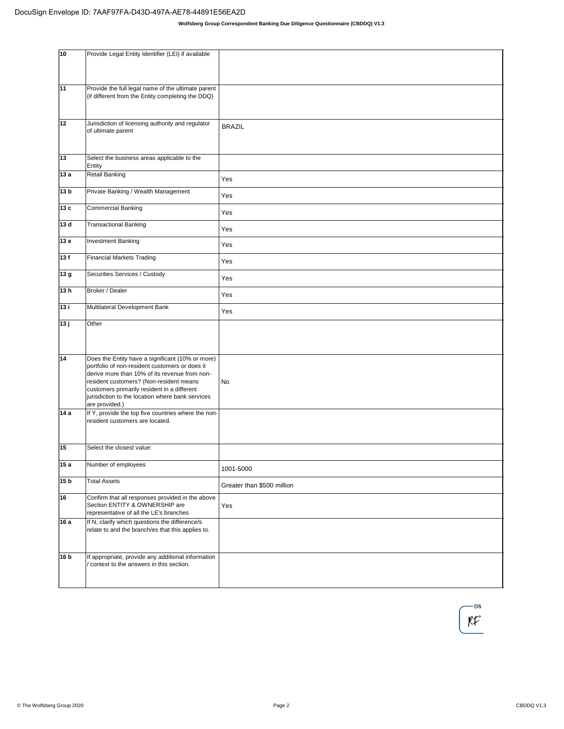| | | |
|---|---|---|
| 10 | Provide Legal Entity Identifier (LEI) if available | |
| 11 | Provide the full legal name of the ultimate parent (if different from the Entity completing the DDQ) | |
| 12 | Jurisdiction of licensing authority and regulator of ultimate parent | BRAZIL |
| 13 | Select the business areas applicable to the Entity | |
| 13 a | Retail Banking | Yes |
| 13 b | Private Banking / Wealth Management | Yes |
| 13 c | Commercial Banking | Yes |
| 13 d | Transactional Banking | Yes |
| 13 e | Investment Banking | Yes |
| 13 f | Financial Markets Trading | Yes |
| 13 g | Securities Services / Custody | Yes |
| 13 h | Broker / Dealer | Yes |
| 13 i | Multilateral Development Bank | Yes |
| 13 j | Other | |
| 14 | Does the Entity have a significant (10% or more) portfolio of non-resident customers or does it derive more than 10% of its revenue from non-resident customers? (Non-resident means customers primarily resident in a different jurisdiction to the location where bank services are provided.) | No |
| 14 a | If Y, provide the top five countries where the non-resident customers are located. | |
| 15 | Select the closest value: | |
| 15 a | Number of employees | 1001-5000 |
| 15 b | Total Assets | Greater than $500 million |
| 16 | Confirm that all responses provided in the above Section ENTITY & OWNERSHIP are representative of all the LE's branches | Yes |
| 16 a | If N, clarify which questions the difference/s relate to and the branch/es that this applies to. | |
| 16 b | If appropriate, provide any additional information / context to the answers in this section. | |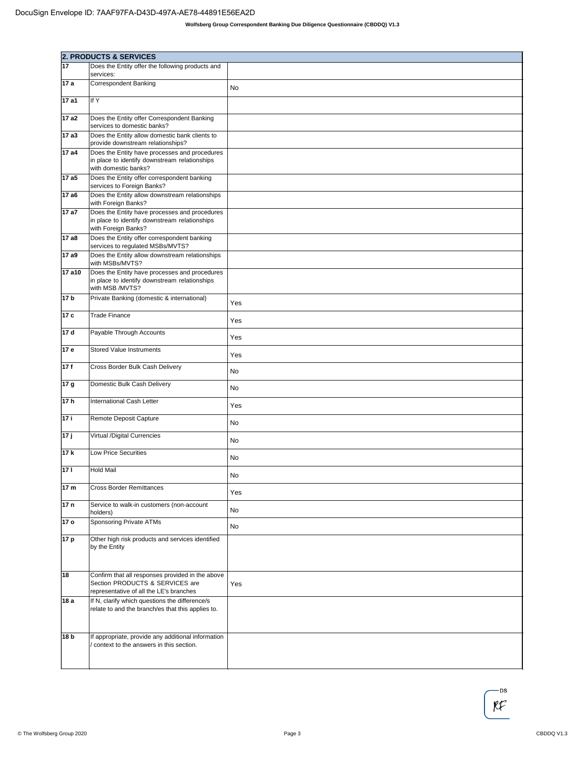| 2. PRODUCTS & SERVICES | | |
|---|---|---|
| 17 | Does the Entity offer the following products and services: | |
| 17 a | Correspondent Banking | No |
| 17 a1 | If Y | |
| 17 a2 | Does the Entity offer Correspondent Banking services to domestic banks? | |
| 17 a3 | Does the Entity allow domestic bank clients to provide downstream relationships? | |
| 17 a4 | Does the Entity have processes and procedures in place to identify downstream relationships with domestic banks? | |
| 17 a5 | Does the Entity offer correspondent banking services to Foreign Banks? | |
| 17 a6 | Does the Entity allow downstream relationships with Foreign Banks? | |
| 17 a7 | Does the Entity have processes and procedures in place to identify downstream relationships with Foreign Banks? | |
| 17 a8 | Does the Entity offer correspondent banking services to regulated MSBs/MVTS? | |
| 17 a9 | Does the Entity allow downstream relationships with MSBs/MVTS? | |
| 17 a10 | Does the Entity have processes and procedures in place to identify downstream relationships with MSB /MVTS? | |
| 17 b | Private Banking (domestic & international) | Yes |
| 17 c | Trade Finance | Yes |
| 17 d | Payable Through Accounts | Yes |
| 17 e | Stored Value Instruments | Yes |
| 17 f | Cross Border Bulk Cash Delivery | No |
| 17 g | Domestic Bulk Cash Delivery | No |
| 17 h | International Cash Letter | Yes |
| 17 i | Remote Deposit Capture | No |
| 17 j | Virtual /Digital Currencies | No |
| 17 k | Low Price Securities | No |
| 17 l | Hold Mail | No |
| 17 m | Cross Border Remittances | Yes |
| 17 n | Service to walk-in customers (non-account holders) | No |
| 17 o | Sponsoring Private ATMs | No |
| 17 p | Other high risk products and services identified by the Entity | |
| 18 | Confirm that all responses provided in the above Section PRODUCTS & SERVICES are representative of all the LE's branches | Yes |
| 18 a | If N, clarify which questions the difference/s relate to and the branch/es that this applies to. | |
| 18 b | If appropriate, provide any additional information / context to the answers in this section. | |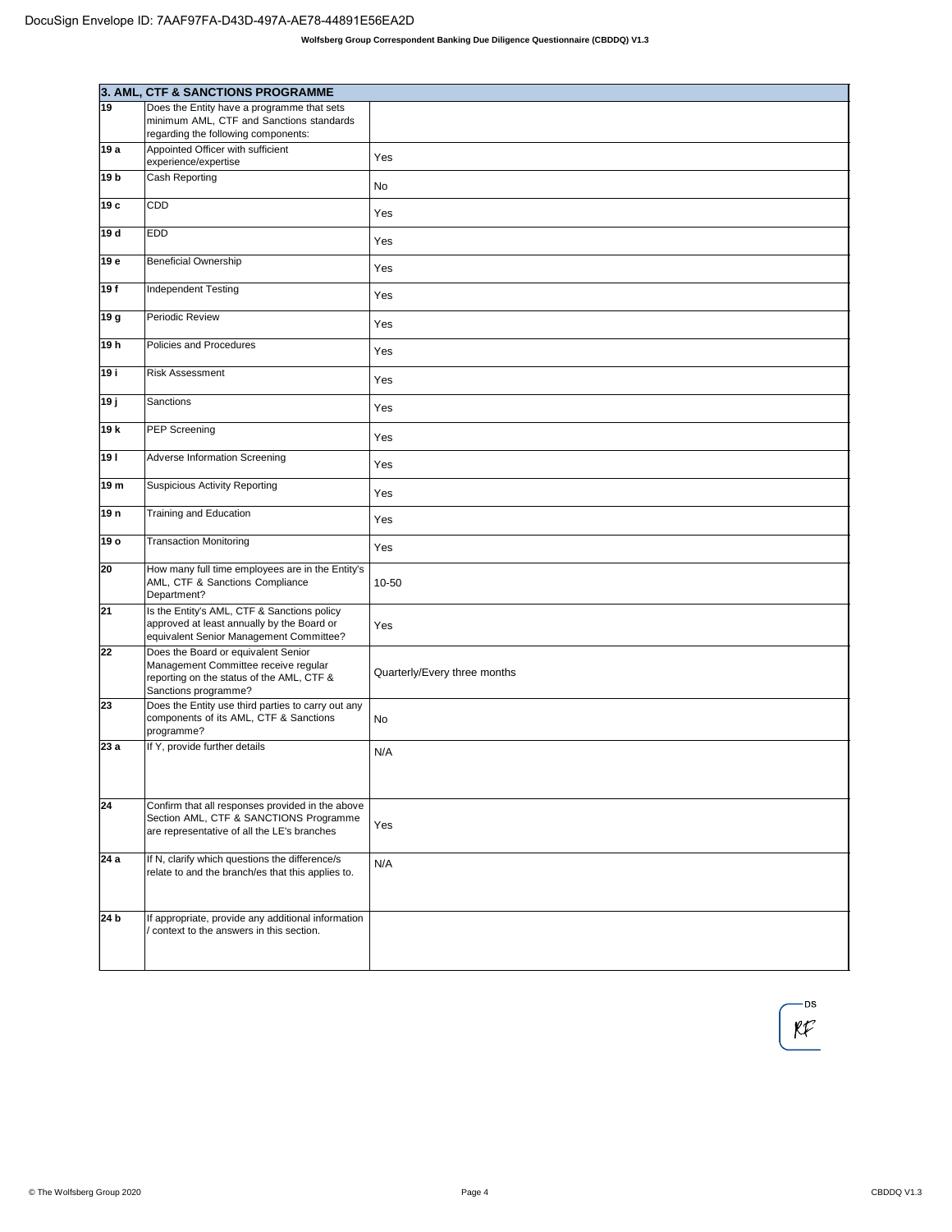| 3. AML, CTF & SANCTIONS PROGRAMME | | |
|---|---|---|
| 19 | Does the Entity have a programme that sets minimum AML, CTF and Sanctions standards regarding the following components: | |
| 19 a | Appointed Officer with sufficient experience/expertise | Yes |
| 19 b | Cash Reporting | No |
| 19 c | CDD | Yes |
| 19 d | EDD | Yes |
| 19 e | Beneficial Ownership | Yes |
| 19 f | Independent Testing | Yes |
| 19 g | Periodic Review | Yes |
| 19 h | Policies and Procedures | Yes |
| 19 i | Risk Assessment | Yes |
| 19 j | Sanctions | Yes |
| 19 k | PEP Screening | Yes |
| 19 l | Adverse Information Screening | Yes |
| 19 m | Suspicious Activity Reporting | Yes |
| 19 n | Training and Education | Yes |
| 19 o | Transaction Monitoring | Yes |
| 20 | How many full time employees are in the Entity's AML, CTF & Sanctions Compliance Department? | 10-50 |
| 21 | Is the Entity's AML, CTF & Sanctions policy approved at least annually by the Board or equivalent Senior Management Committee? | Yes |
| 22 | Does the Board or equivalent Senior Management Committee receive regular reporting on the status of the AML, CTF & Sanctions programme? | Quarterly/Every three months |
| 23 | Does the Entity use third parties to carry out any components of its AML, CTF & Sanctions programme? | No |
| 23 a | If Y, provide further details | N/A |
| 24 | Confirm that all responses provided in the above Section AML, CTF & SANCTIONS Programme are representative of all the LE's branches | Yes |
| 24 a | If N, clarify which questions the difference/s relate to and the branch/es that this applies to. | N/A |
| 24 b | If appropriate, provide any additional information / context to the answers in this section. | |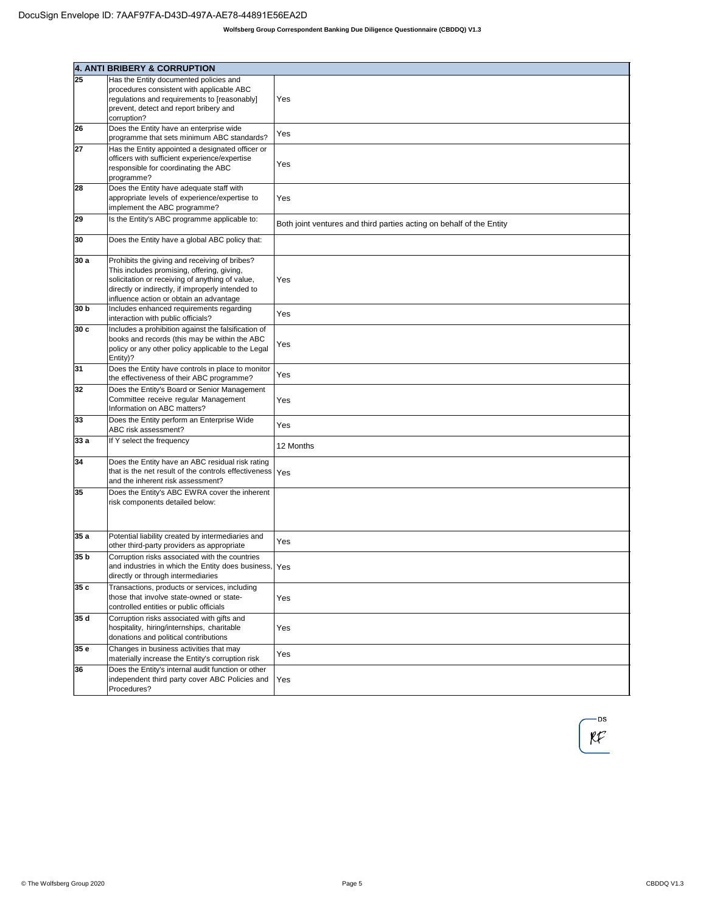| 4. ANTI BRIBERY & CORRUPTION | | |
|---|---|---|
| 25 | Has the Entity documented policies and procedures consistent with applicable ABC regulations and requirements to [reasonably] prevent, detect and report bribery and corruption? | Yes |
| 26 | Does the Entity have an enterprise wide programme that sets minimum ABC standards? | Yes |
| 27 | Has the Entity appointed a designated officer or officers with sufficient experience/expertise responsible for coordinating the ABC programme? | Yes |
| 28 | Does the Entity have adequate staff with appropriate levels of experience/expertise to implement the ABC programme? | Yes |
| 29 | Is the Entity's ABC programme applicable to: | Both joint ventures and third parties acting on behalf of the Entity |
| 30 | Does the Entity have a global ABC policy that: | |
| 30 a | Prohibits the giving and receiving of bribes? This includes promising, offering, giving, solicitation or receiving of anything of value, directly or indirectly, if improperly intended to influence action or obtain an advantage | Yes |
| 30 b | Includes enhanced requirements regarding interaction with public officials? | Yes |
| 30 c | Includes a prohibition against the falsification of books and records (this may be within the ABC policy or any other policy applicable to the Legal Entity)? | Yes |
| 31 | Does the Entity have controls in place to monitor the effectiveness of their ABC programme? | Yes |
| 32 | Does the Entity's Board or Senior Management Committee receive regular Management Information on ABC matters? | Yes |
| 33 | Does the Entity perform an Enterprise Wide ABC risk assessment? | Yes |
| 33 a | If Y select the frequency | 12 Months |
| 34 | Does the Entity have an ABC residual risk rating that is the net result of the controls effectiveness and the inherent risk assessment? | Yes |
| 35 | Does the Entity's ABC EWRA cover the inherent risk components detailed below: | |
| 35 a | Potential liability created by intermediaries and other third-party providers as appropriate | Yes |
| 35 b | Corruption risks associated with the countries and industries in which the Entity does business, directly or through intermediaries | Yes |
| 35 c | Transactions, products or services, including those that involve state-owned or state-controlled entities or public officials | Yes |
| 35 d | Corruption risks associated with gifts and hospitality, hiring/internships, charitable donations and political contributions | Yes |
| 35 e | Changes in business activities that may materially increase the Entity's corruption risk | Yes |
| 36 | Does the Entity's internal audit function or other independent third party cover ABC Policies and Procedures? | Yes |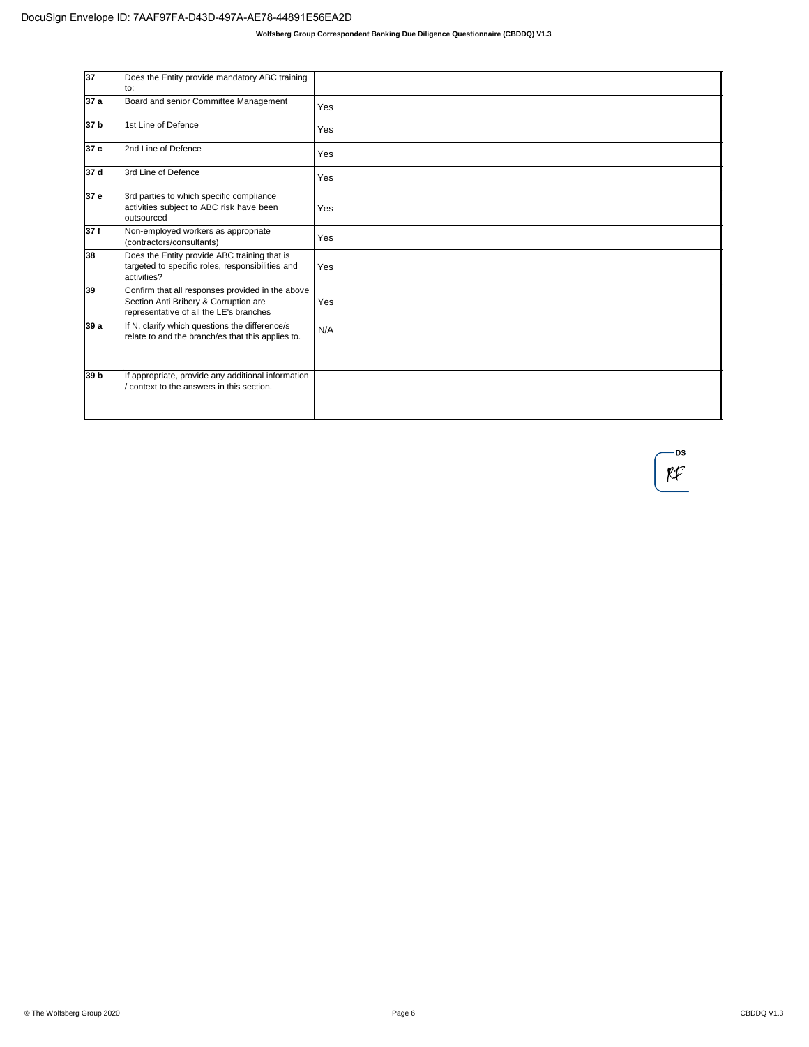| | | |
|---|---|---|
| 37 | Does the Entity provide mandatory ABC training to: | |
| 37 a | Board and senior Committee Management | Yes |
| 37 b | 1st Line of Defence | Yes |
| 37 c | 2nd Line of Defence | Yes |
| 37 d | 3rd Line of Defence | Yes |
| 37 e | 3rd parties to which specific compliance activities subject to ABC risk have been outsourced | Yes |
| 37 f | Non-employed workers as appropriate (contractors/consultants) | Yes |
| 38 | Does the Entity provide ABC training that is targeted to specific roles, responsibilities and activities? | Yes |
| 39 | Confirm that all responses provided in the above Section Anti Bribery & Corruption are representative of all the LE's branches | Yes |
| 39 a | If N, clarify which questions the difference/s relate to and the branch/es that this applies to. | N/A |
| 39 b | If appropriate, provide any additional information / context to the answers in this section. | |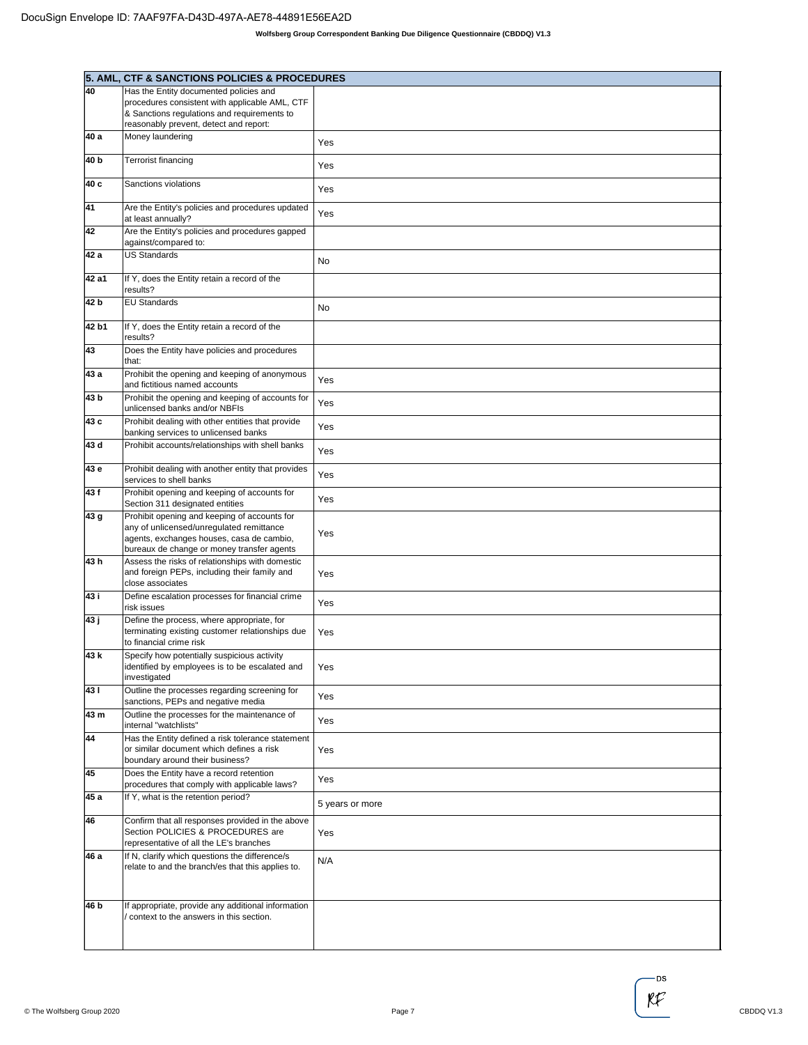| 5. AML, CTF & SANCTIONS POLICIES & PROCEDURES | | |
|---|---|---|
| 40 | Has the Entity documented policies and procedures consistent with applicable AML, CTF & Sanctions regulations and requirements to reasonably prevent, detect and report: | |
| 40 a | Money laundering | Yes |
| 40 b | Terrorist financing | Yes |
| 40 c | Sanctions violations | Yes |
| 41 | Are the Entity's policies and procedures updated at least annually? | Yes |
| 42 | Are the Entity's policies and procedures gapped against/compared to: | |
| 42 a | US Standards | No |
| 42 a1 | If Y, does the Entity retain a record of the results? | |
| 42 b | EU Standards | No |
| 42 b1 | If Y, does the Entity retain a record of the results? | |
| 43 | Does the Entity have policies and procedures that: | |
| 43 a | Prohibit the opening and keeping of anonymous and fictitious named accounts | Yes |
| 43 b | Prohibit the opening and keeping of accounts for unlicensed banks and/or NBFIs | Yes |
| 43 c | Prohibit dealing with other entities that provide banking services to unlicensed banks | Yes |
| 43 d | Prohibit accounts/relationships with shell banks | Yes |
| 43 e | Prohibit dealing with another entity that provides services to shell banks | Yes |
| 43 f | Prohibit opening and keeping of accounts for Section 311 designated entities | Yes |
| 43 g | Prohibit opening and keeping of accounts for any of unlicensed/unregulated remittance agents, exchanges houses, casa de cambio, bureaux de change or money transfer agents | Yes |
| 43 h | Assess the risks of relationships with domestic and foreign PEPs, including their family and close associates | Yes |
| 43 i | Define escalation processes for financial crime risk issues | Yes |
| 43 j | Define the process, where appropriate, for terminating existing customer relationships due to financial crime risk | Yes |
| 43 k | Specify how potentially suspicious activity identified by employees is to be escalated and investigated | Yes |
| 43 l | Outline the processes regarding screening for sanctions, PEPs and negative media | Yes |
| 43 m | Outline the processes for the maintenance of internal "watchlists" | Yes |
| 44 | Has the Entity defined a risk tolerance statement or similar document which defines a risk boundary around their business? | Yes |
| 45 | Does the Entity have a record retention procedures that comply with applicable laws? | Yes |
| 45 a | If Y, what is the retention period? | 5 years or more |
| 46 | Confirm that all responses provided in the above Section POLICIES & PROCEDURES are representative of all the LE's branches | Yes |
| 46 a | If N, clarify which questions the difference/s relate to and the branch/es that this applies to. | N/A |
| 46 b | If appropriate, provide any additional information / context to the answers in this section. | |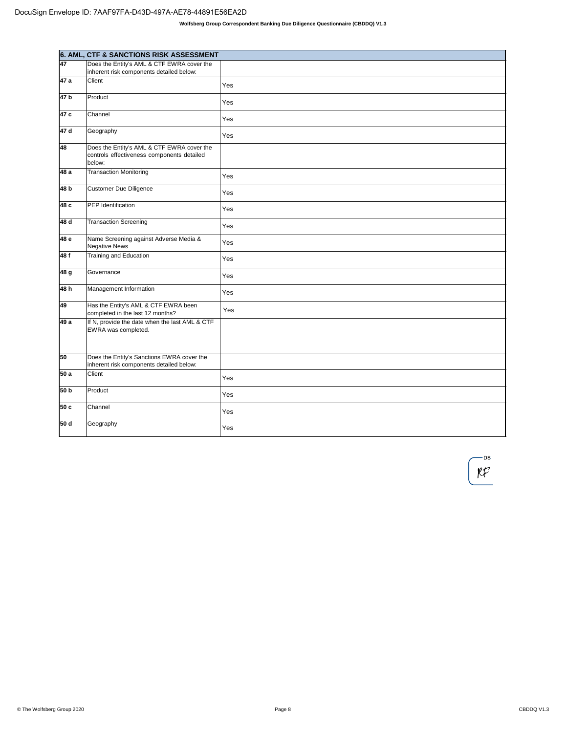| 6. AML, CTF & SANCTIONS RISK ASSESSMENT | | |
|---|---|---|
| 47 | Does the Entity's AML & CTF EWRA cover the inherent risk components detailed below: | |
| 47 a | Client | Yes |
| 47 b | Product | Yes |
| 47 c | Channel | Yes |
| 47 d | Geography | Yes |
| 48 | Does the Entity's AML & CTF EWRA cover the controls effectiveness components detailed below: | |
| 48 a | Transaction Monitoring | Yes |
| 48 b | Customer Due Diligence | Yes |
| 48 c | PEP Identification | Yes |
| 48 d | Transaction Screening | Yes |
| 48 e | Name Screening against Adverse Media & Negative News | Yes |
| 48 f | Training and Education | Yes |
| 48 g | Governance | Yes |
| 48 h | Management Information | Yes |
| 49 | Has the Entity's AML & CTF EWRA been completed in the last 12 months? | Yes |
| 49 a | If N, provide the date when the last AML & CTF EWRA was completed. | |
| 50 | Does the Entity's Sanctions EWRA cover the inherent risk components detailed below: | |
| 50 a | Client | Yes |
| 50 b | Product | Yes |
| 50 c | Channel | Yes |
| 50 d | Geography | Yes |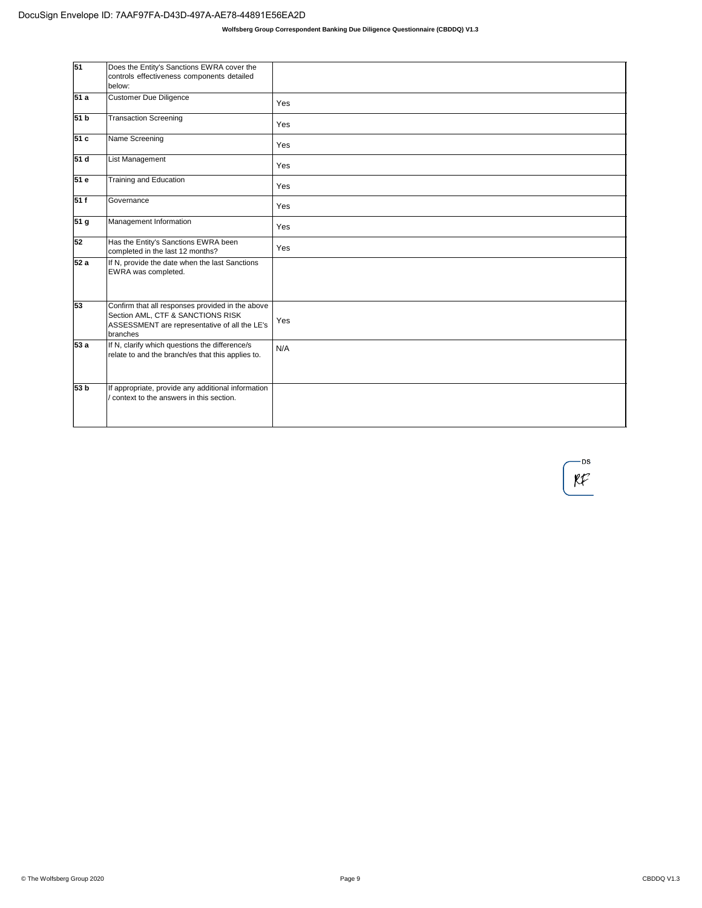| | | |
|---|---|---|
| **51** | Does the Entity's Sanctions EWRA cover the controls effectiveness components detailed below: | |
| **51 a** | Customer Due Diligence | Yes |
| **51 b** | Transaction Screening | Yes |
| **51 c** | Name Screening | Yes |
| **51 d** | List Management | Yes |
| **51 e** | Training and Education | Yes |
| **51 f** | Governance | Yes |
| **51 g** | Management Information | Yes |
| **52** | Has the Entity's Sanctions EWRA been completed in the last 12 months? | Yes |
| **52 a** | If N, provide the date when the last Sanctions EWRA was completed. | |
| **53** | Confirm that all responses provided in the above Section AML, CTF & SANCTIONS RISK ASSESSMENT are representative of all the LE's branches | Yes |
| **53 a** | If N, clarify which questions the difference/s relate to and the branch/es that this applies to. | N/A |
| **53 b** | If appropriate, provide any additional information / context to the answers in this section. | |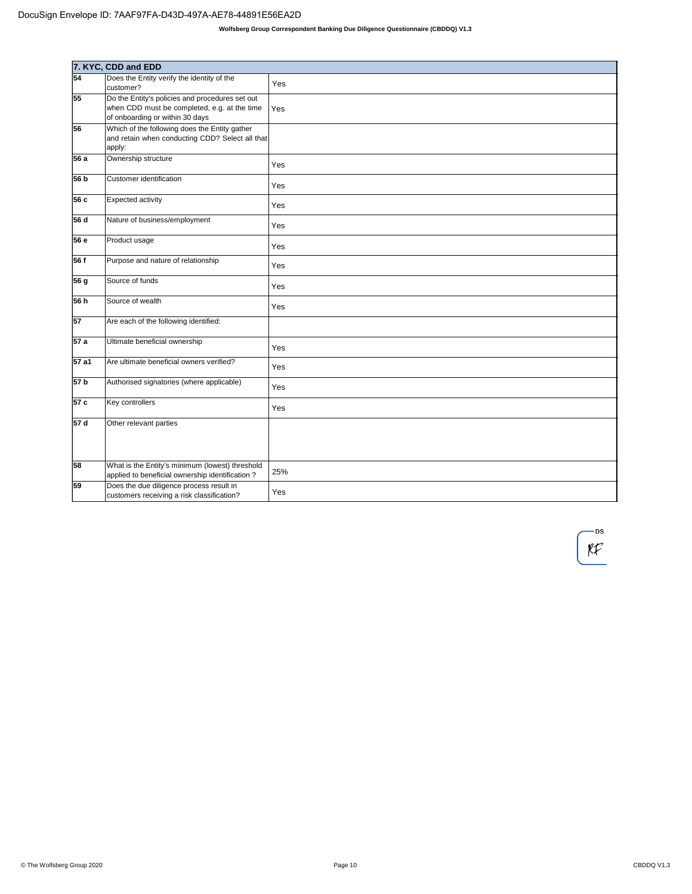| 7. KYC, CDD and EDD | | |
|---|---|---|
| 54 | Does the Entity verify the identity of the customer? | Yes |
| 55 | Do the Entity's policies and procedures set out when CDD must be completed, e.g. at the time of onboarding or within 30 days | Yes |
| 56 | Which of the following does the Entity gather and retain when conducting CDD? Select all that apply: | |
| 56 a | Ownership structure | Yes |
| 56 b | Customer identification | Yes |
| 56 c | Expected activity | Yes |
| 56 d | Nature of business/employment | Yes |
| 56 e | Product usage | Yes |
| 56 f | Purpose and nature of relationship | Yes |
| 56 g | Source of funds | Yes |
| 56 h | Source of wealth | Yes |
| 57 | Are each of the following identified: | |
| 57 a | Ultimate beneficial ownership | Yes |
| 57 a1 | Are ultimate beneficial owners verified? | Yes |
| 57 b | Authorised signatories (where applicable) | Yes |
| 57 c | Key controllers | Yes |
| 57 d | Other relevant parties | |
| 58 | What is the Entity's minimum (lowest) threshold applied to beneficial ownership identification ? | 25% |
| 59 | Does the due diligence process result in customers receiving a risk classification? | Yes |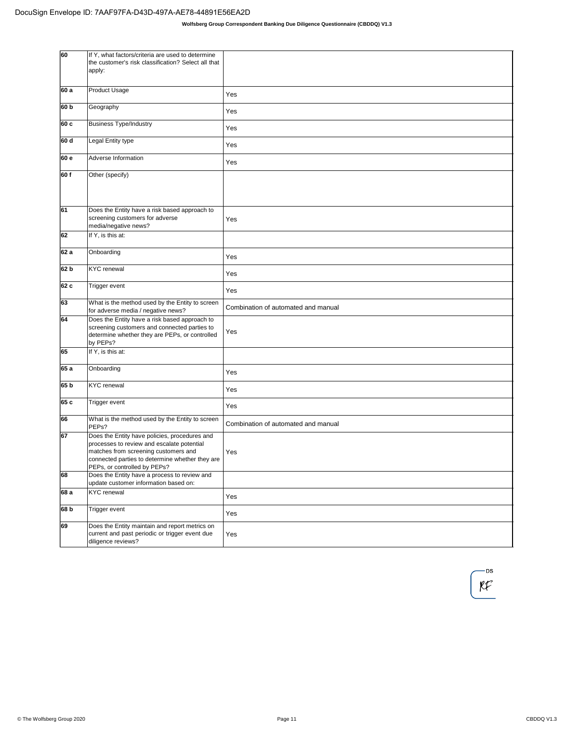| | | |
|---|---|---|
| 60 | If Y, what factors/criteria are used to determine the customer's risk classification? Select all that apply: | |
| 60 a | Product Usage | Yes |
| 60 b | Geography | Yes |
| 60 c | Business Type/Industry | Yes |
| 60 d | Legal Entity type | Yes |
| 60 e | Adverse Information | Yes |
| 60 f | Other (specify) | |
| 61 | Does the Entity have a risk based approach to screening customers for adverse media/negative news? | Yes |
| 62 | If Y, is this at: | |
| 62 a | Onboarding | Yes |
| 62 b | KYC renewal | Yes |
| 62 c | Trigger event | Yes |
| 63 | What is the method used by the Entity to screen for adverse media / negative news? | Combination of automated and manual |
| 64 | Does the Entity have a risk based approach to screening customers and connected parties to determine whether they are PEPs, or controlled by PEPs? | Yes |
| 65 | If Y, is this at: | |
| 65 a | Onboarding | Yes |
| 65 b | KYC renewal | Yes |
| 65 c | Trigger event | Yes |
| 66 | What is the method used by the Entity to screen PEPs? | Combination of automated and manual |
| 67 | Does the Entity have policies, procedures and processes to review and escalate potential matches from screening customers and connected parties to determine whether they are PEPs, or controlled by PEPs? | Yes |
| 68 | Does the Entity have a process to review and update customer information based on: | |
| 68 a | KYC renewal | Yes |
| 68 b | Trigger event | Yes |
| 69 | Does the Entity maintain and report metrics on current and past periodic or trigger event due diligence reviews? | Yes |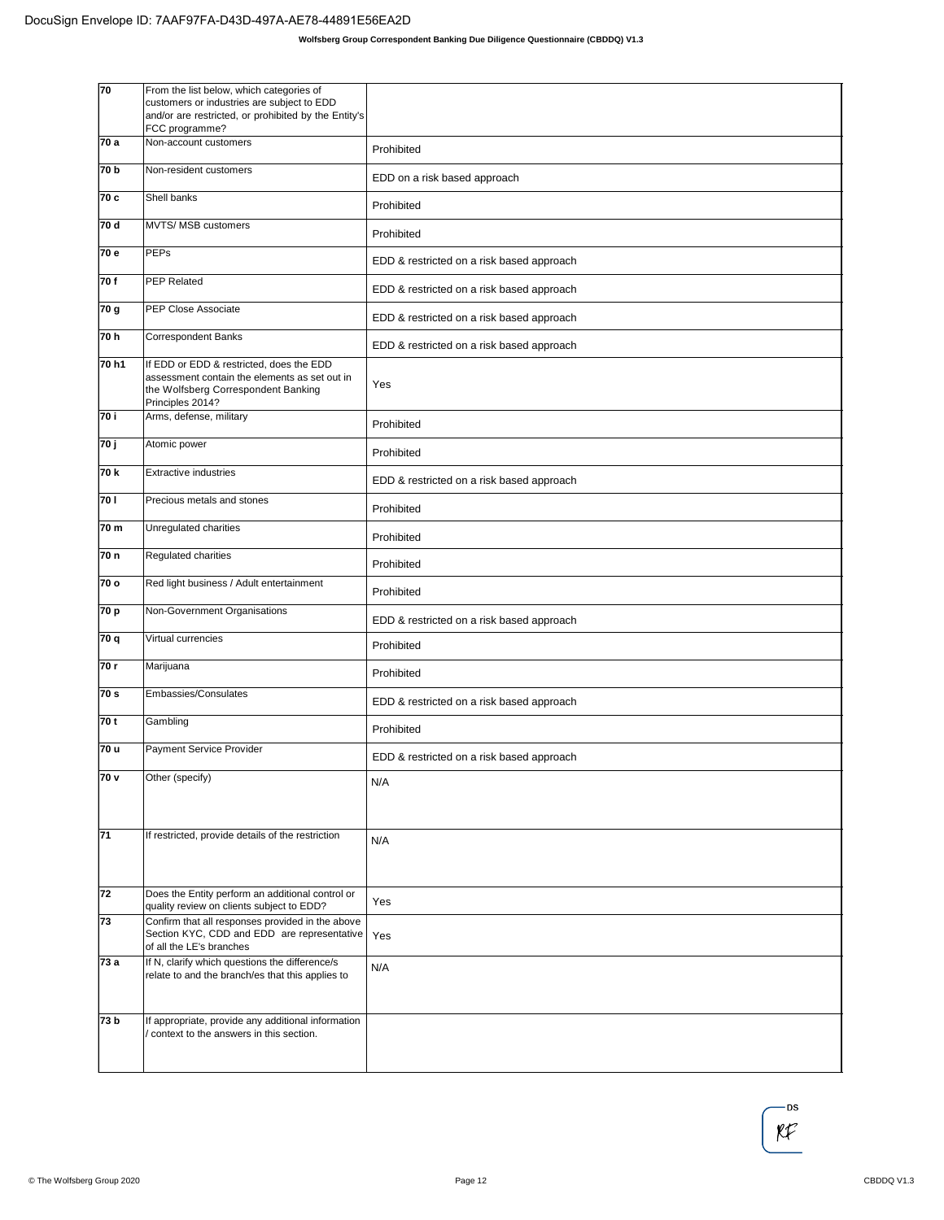| | | |
|---|---|---|
| 70 | From the list below, which categories of customers or industries are subject to EDD and/or are restricted, or prohibited by the Entity's FCC programme? | |
| 70 a | Non-account customers | Prohibited |
| 70 b | Non-resident customers | EDD on a risk based approach |
| 70 c | Shell banks | Prohibited |
| 70 d | MVTS/ MSB customers | Prohibited |
| 70 e | PEPs | EDD & restricted on a risk based approach |
| 70 f | PEP Related | EDD & restricted on a risk based approach |
| 70 g | PEP Close Associate | EDD & restricted on a risk based approach |
| 70 h | Correspondent Banks | EDD & restricted on a risk based approach |
| 70 h1 | If EDD or EDD & restricted, does the EDD assessment contain the elements as set out in the Wolfsberg Correspondent Banking Principles 2014? | Yes |
| 70 i | Arms, defense, military | Prohibited |
| 70 j | Atomic power | Prohibited |
| 70 k | Extractive industries | EDD & restricted on a risk based approach |
| 70 l | Precious metals and stones | Prohibited |
| 70 m | Unregulated charities | Prohibited |
| 70 n | Regulated charities | Prohibited |
| 70 o | Red light business / Adult entertainment | Prohibited |
| 70 p | Non-Government Organisations | EDD & restricted on a risk based approach |
| 70 q | Virtual currencies | Prohibited |
| 70 r | Marijuana | Prohibited |
| 70 s | Embassies/Consulates | EDD & restricted on a risk based approach |
| 70 t | Gambling | Prohibited |
| 70 u | Payment Service Provider | EDD & restricted on a risk based approach |
| 70 v | Other (specify) | N/A |
| 71 | If restricted, provide details of the restriction | N/A |
| 72 | Does the Entity perform an additional control or quality review on clients subject to EDD? | Yes |
| 73 | Confirm that all responses provided in the above Section KYC, CDD and EDD are representative of all the LE's branches | Yes |
| 73 a | If N, clarify which questions the difference/s relate to and the branch/es that this applies to | N/A |
| 73 b | If appropriate, provide any additional information / context to the answers in this section. | |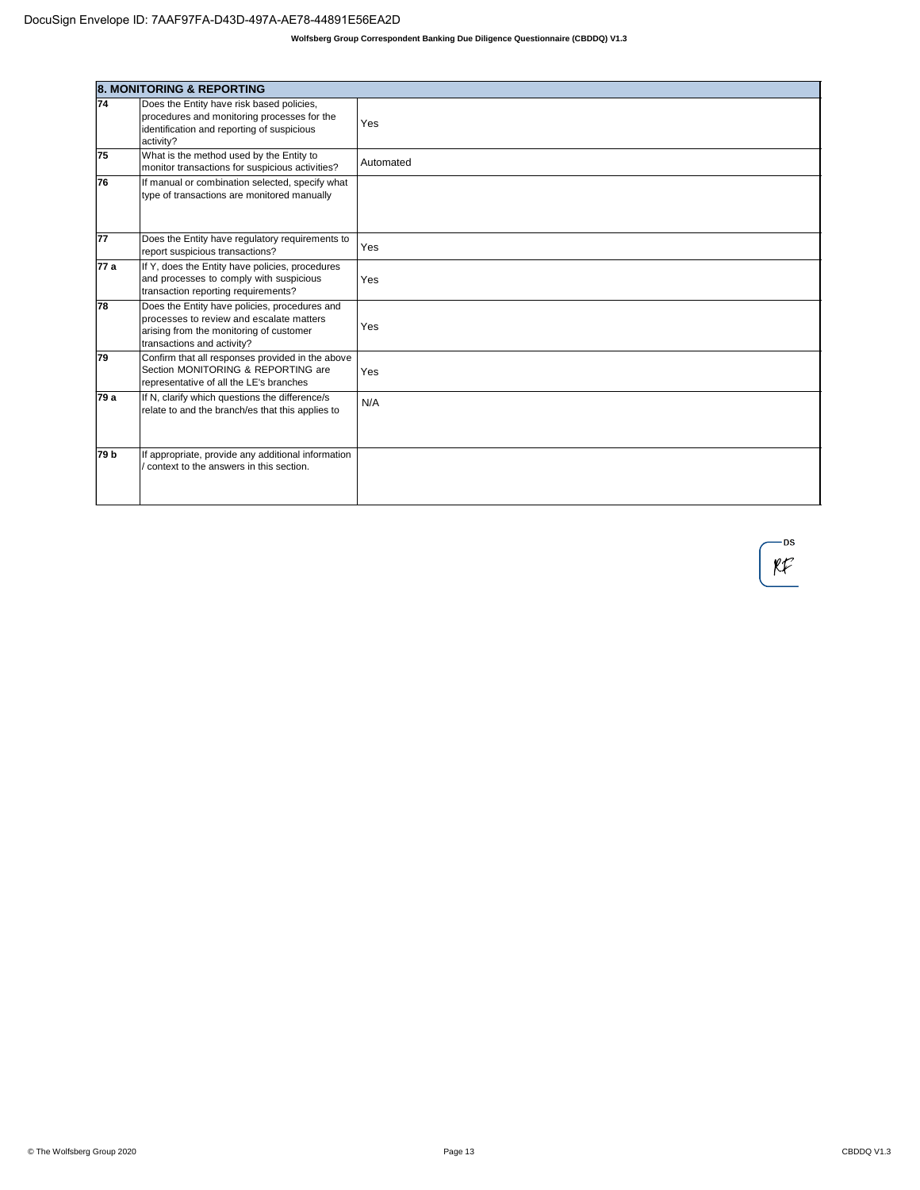| 8. MONITORING & REPORTING | | |
|---|---|---|
| 74 | Does the Entity have risk based policies, procedures and monitoring processes for the identification and reporting of suspicious activity? | Yes |
| 75 | What is the method used by the Entity to monitor transactions for suspicious activities? | Automated |
| 76 | If manual or combination selected, specify what type of transactions are monitored manually | |
| 77 | Does the Entity have regulatory requirements to report suspicious transactions? | Yes |
| 77 a | If Y, does the Entity have policies, procedures and processes to comply with suspicious transaction reporting requirements? | Yes |
| 78 | Does the Entity have policies, procedures and processes to review and escalate matters arising from the monitoring of customer transactions and activity? | Yes |
| 79 | Confirm that all responses provided in the above Section MONITORING & REPORTING are representative of all the LE's branches | Yes |
| 79 a | If N, clarify which questions the difference/s relate to and the branch/es that this applies to | N/A |
| 79 b | If appropriate, provide any additional information / context to the answers in this section. | |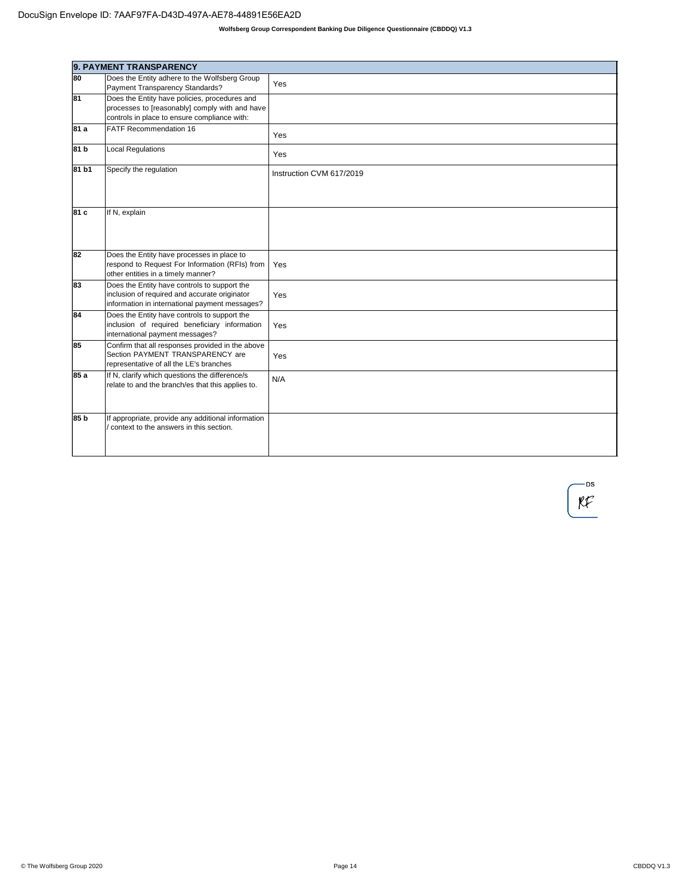| 9. PAYMENT TRANSPARENCY | | |
|---|---|---|
| 80 | Does the Entity adhere to the Wolfsberg Group Payment Transparency Standards? | Yes |
| 81 | Does the Entity have policies, procedures and processes to [reasonably] comply with and have controls in place to ensure compliance with: | |
| 81 a | FATF Recommendation 16 | Yes |
| 81 b | Local Regulations | Yes |
| 81 b1 | Specify the regulation | Instruction CVM 617/2019 |
| 81 c | If N, explain | |
| 82 | Does the Entity have processes in place to respond to Request For Information (RFIs) from other entities in a timely manner? | Yes |
| 83 | Does the Entity have controls to support the inclusion of required and accurate originator information in international payment messages? | Yes |
| 84 | Does the Entity have controls to support the inclusion of required beneficiary information international payment messages? | Yes |
| 85 | Confirm that all responses provided in the above Section PAYMENT TRANSPARENCY are representative of all the LE's branches | Yes |
| 85 a | If N, clarify which questions the difference/s relate to and the branch/es that this applies to. | N/A |
| 85 b | If appropriate, provide any additional information / context to the answers in this section. | |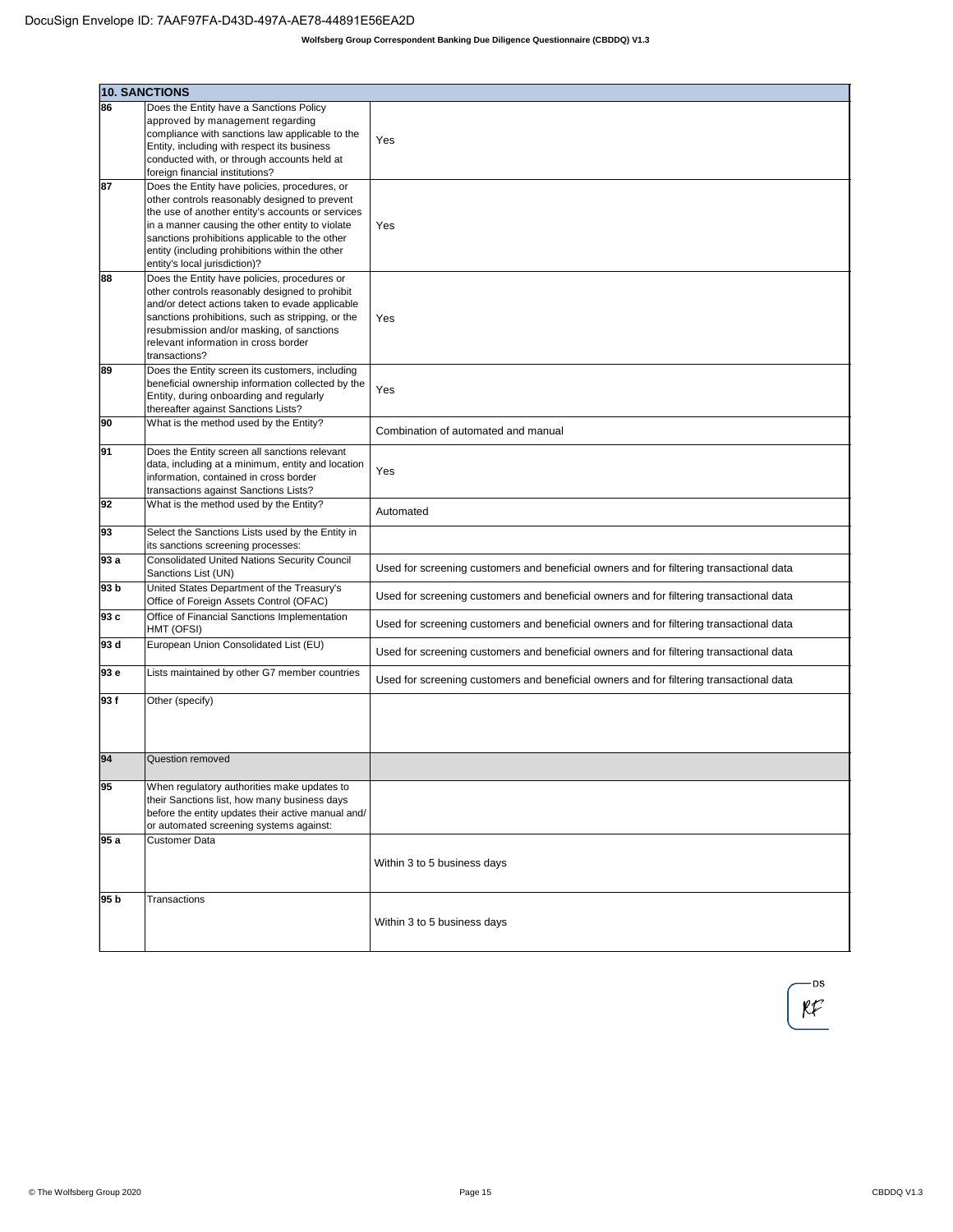| 10. SANCTIONS | | |
|---|---|---|
| 86 | Does the Entity have a Sanctions Policy approved by management regarding compliance with sanctions law applicable to the Entity, including with respect its business conducted with, or through accounts held at foreign financial institutions? | Yes |
| 87 | Does the Entity have policies, procedures, or other controls reasonably designed to prevent the use of another entity's accounts or services in a manner causing the other entity to violate sanctions prohibitions applicable to the other entity (including prohibitions within the other entity's local jurisdiction)? | Yes |
| 88 | Does the Entity have policies, procedures or other controls reasonably designed to prohibit and/or detect actions taken to evade applicable sanctions prohibitions, such as stripping, or the resubmission and/or masking, of sanctions relevant information in cross border transactions? | Yes |
| 89 | Does the Entity screen its customers, including beneficial ownership information collected by the Entity, during onboarding and regularly thereafter against Sanctions Lists? | Yes |
| 90 | What is the method used by the Entity? | Combination of automated and manual |
| 91 | Does the Entity screen all sanctions relevant data, including at a minimum, entity and location information, contained in cross border transactions against Sanctions Lists? | Yes |
| 92 | What is the method used by the Entity? | Automated |
| 93 | Select the Sanctions Lists used by the Entity in its sanctions screening processes: | |
| 93 a | Consolidated United Nations Security Council Sanctions List (UN) | Used for screening customers and beneficial owners and for filtering transactional data |
| 93 b | United States Department of the Treasury's Office of Foreign Assets Control (OFAC) | Used for screening customers and beneficial owners and for filtering transactional data |
| 93 c | Office of Financial Sanctions Implementation HMT (OFSI) | Used for screening customers and beneficial owners and for filtering transactional data |
| 93 d | European Union Consolidated List (EU) | Used for screening customers and beneficial owners and for filtering transactional data |
| 93 e | Lists maintained by other G7 member countries | Used for screening customers and beneficial owners and for filtering transactional data |
| 93 f | Other (specify) | |
| 94 | Question removed | |
| 95 | When regulatory authorities make updates to their Sanctions list, how many business days before the entity updates their active manual and/ or automated screening systems against: | |
| 95 a | Customer Data | Within 3 to 5 business days |
| 95 b | Transactions | Within 3 to 5 business days |

DS

RF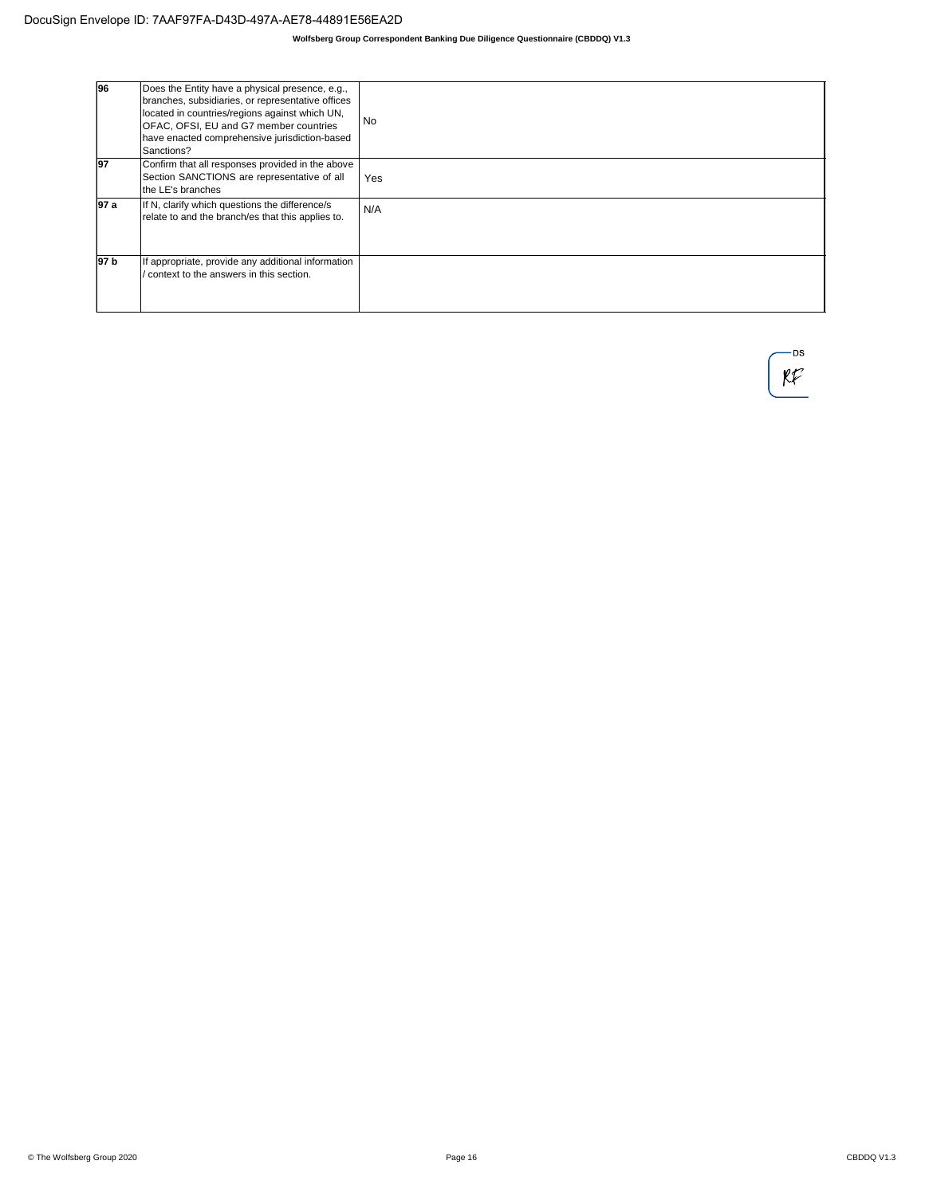| | | |
|---|---|---|
| **96** | Does the Entity have a physical presence, e.g., branches, subsidiaries, or representative offices located in countries/regions against which UN, OFAC, OFSI, EU and G7 member countries have enacted comprehensive jurisdiction-based Sanctions? | No |
| **97** | Confirm that all responses provided in the above Section SANCTIONS are representative of all the LE's branches | Yes |
| **97 a** | If N, clarify which questions the difference/s relate to and the branch/es that this applies to. | N/A |
| **97 b** | If appropriate, provide any additional information / context to the answers in this section. | |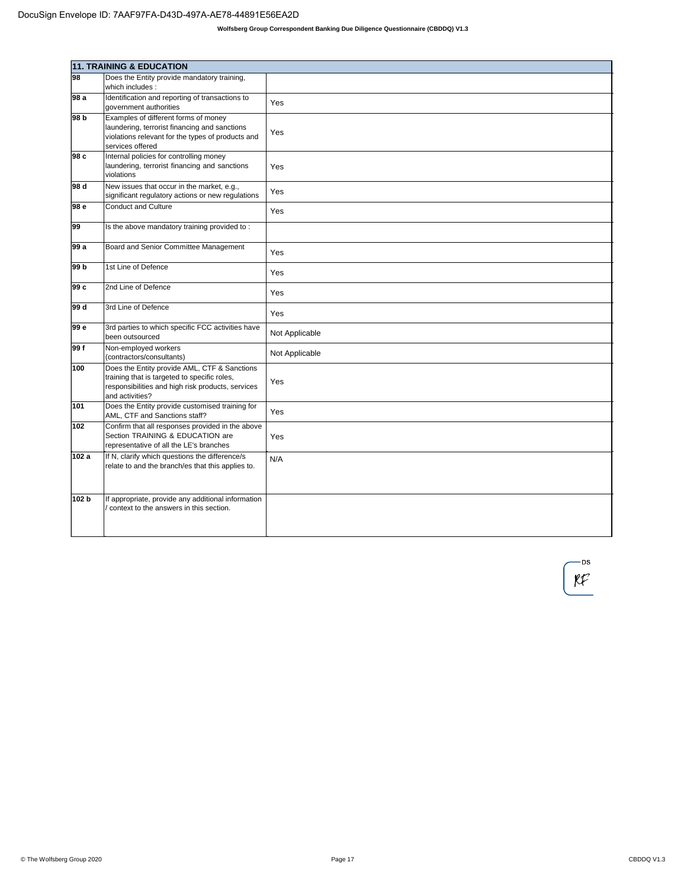| 11. TRAINING & EDUCATION | | |
|---|---|---|
| 98 | Does the Entity provide mandatory training, which includes : | |
| 98 a | Identification and reporting of transactions to government authorities | Yes |
| 98 b | Examples of different forms of money laundering, terrorist financing and sanctions violations relevant for the types of products and services offered | Yes |
| 98 c | Internal policies for controlling money laundering, terrorist financing and sanctions violations | Yes |
| 98 d | New issues that occur in the market, e.g., significant regulatory actions or new regulations | Yes |
| 98 e | Conduct and Culture | Yes |
| 99 | Is the above mandatory training provided to : | |
| 99 a | Board and Senior Committee Management | Yes |
| 99 b | 1st Line of Defence | Yes |
| 99 c | 2nd Line of Defence | Yes |
| 99 d | 3rd Line of Defence | Yes |
| 99 e | 3rd parties to which specific FCC activities have been outsourced | Not Applicable |
| 99 f | Non-employed workers (contractors/consultants) | Not Applicable |
| 100 | Does the Entity provide AML, CTF & Sanctions training that is targeted to specific roles, responsibilities and high risk products, services and activities? | Yes |
| 101 | Does the Entity provide customised training for AML, CTF and Sanctions staff? | Yes |
| 102 | Confirm that all responses provided in the above Section TRAINING & EDUCATION are representative of all the LE's branches | Yes |
| 102 a | If N, clarify which questions the difference/s relate to and the branch/es that this applies to. | N/A |
| 102 b | If appropriate, provide any additional information / context to the answers in this section. | |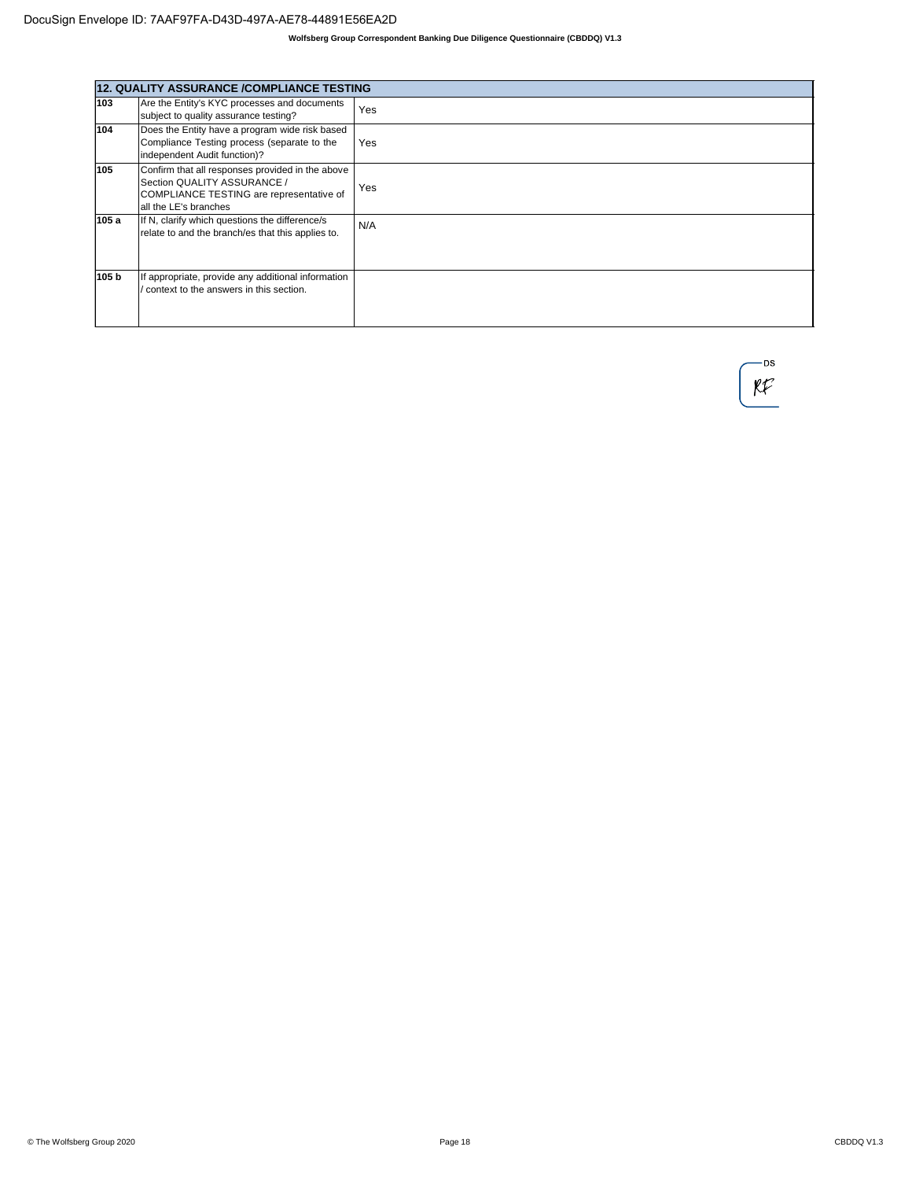| 12. QUALITY ASSURANCE /COMPLIANCE TESTING | | |
|---|---|---|
| 103 | Are the Entity's KYC processes and documents subject to quality assurance testing? | Yes |
| 104 | Does the Entity have a program wide risk based Compliance Testing process (separate to the independent Audit function)? | Yes |
| 105 | Confirm that all responses provided in the above Section QUALITY ASSURANCE / COMPLIANCE TESTING are representative of all the LE's branches | Yes |
| 105 a | If N, clarify which questions the difference/s relate to and the branch/es that this applies to. | N/A |
| 105 b | If appropriate, provide any additional information / context to the answers in this section. | |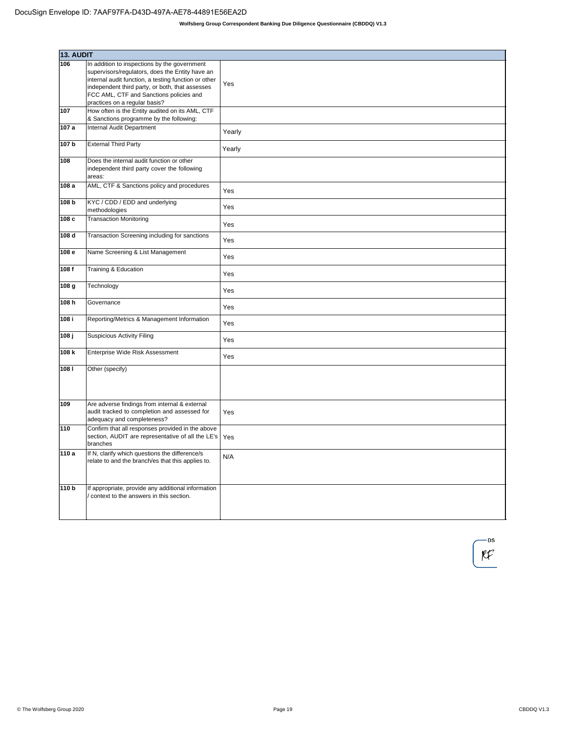DocuSign Envelope ID: 7AAF97FA-D43D-497A-AE78-44891E56EA2D

**Wolfsberg Group Correspondent Banking Due Diligence Questionnaire (CBDDQ) V1.3**

| **13. AUDIT** | | |
|---|---|---|
| **106** | In addition to inspections by the government supervisors/regulators, does the Entity have an internal audit function, a testing function or other independent third party, or both, that assesses FCC AML, CTF and Sanctions policies and practices on a regular basis? | Yes |
| **107** | How often is the Entity audited on its AML, CTF & Sanctions programme by the following: | |
| **107 a** | Internal Audit Department | Yearly |
| **107 b** | External Third Party | Yearly |
| **108** | Does the internal audit function or other independent third party cover the following areas: | |
| **108 a** | AML, CTF & Sanctions policy and procedures | Yes |
| **108 b** | KYC / CDD / EDD and underlying methodologies | Yes |
| **108 c** | Transaction Monitoring | Yes |
| **108 d** | Transaction Screening including for sanctions | Yes |
| **108 e** | Name Screening & List Management | Yes |
| **108 f** | Training & Education | Yes |
| **108 g** | Technology | Yes |
| **108 h** | Governance | Yes |
| **108 i** | Reporting/Metrics & Management Information | Yes |
| **108 j** | Suspicious Activity Filing | Yes |
| **108 k** | Enterprise Wide Risk Assessment | Yes |
| **108 l** | Other (specify) | |
| **109** | Are adverse findings from internal & external audit tracked to completion and assessed for adequacy and completeness? | Yes |
| **110** | Confirm that all responses provided in the above section, AUDIT are representative of all the LE's branches | Yes |
| **110 a** | If N, clarify which questions the difference/s relate to and the branch/es that this applies to. | N/A |
| **110 b** | If appropriate, provide any additional information / context to the answers in this section. | |

DS
RF

© The Wolfsberg Group 2020 CBDDQ V1.3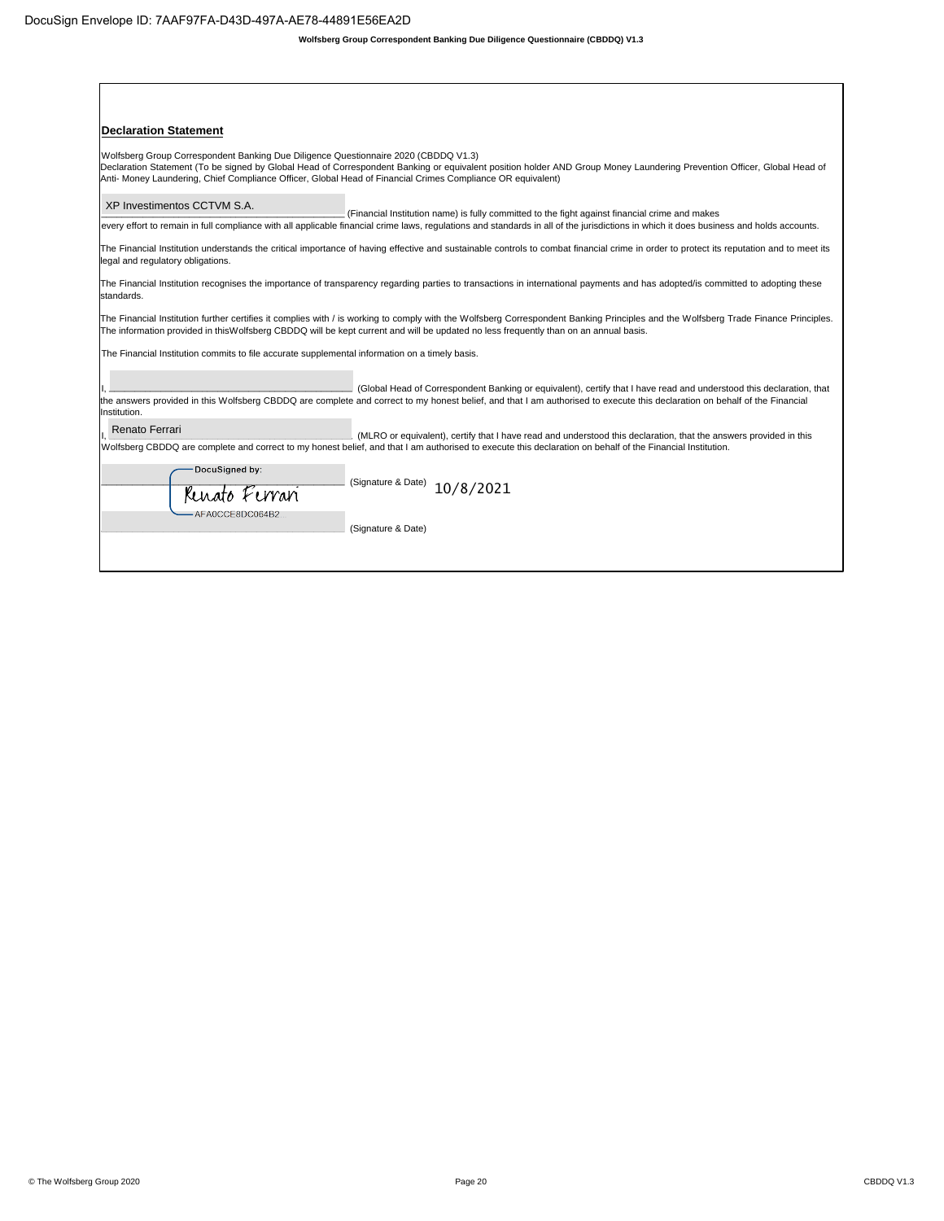## Declaration Statement

Wolfsberg Group Correspondent Banking Due Diligence Questionnaire 2020 (CBDDQ V1.3)
Declaration Statement (To be signed by Global Head of Correspondent Banking or equivalent position holder AND Group Money Laundering Prevention Officer, Global Head of Anti- Money Laundering, Chief Compliance Officer, Global Head of Financial Crimes Compliance OR equivalent)

XP Investimentos CCTVM S.A. (Financial Institution name) is fully committed to the fight against financial crime and makes every effort to remain in full compliance with all applicable financial crime laws, regulations and standards in all of the jurisdictions in which it does business and holds accounts.

The Financial Institution understands the critical importance of having effective and sustainable controls to combat financial crime in order to protect its reputation and to meet its legal and regulatory obligations.

The Financial Institution recognises the importance of transparency regarding parties to transactions in international payments and has adopted/is committed to adopting these standards.

The Financial Institution further certifies it complies with / is working to comply with the Wolfsberg Correspondent Banking Principles and the Wolfsberg Trade Finance Principles. The information provided in thisWolfsberg CBDDQ will be kept current and will be updated no less frequently than on an annual basis.

The Financial Institution commits to file accurate supplemental information on a timely basis.

I, ______________________________ (Global Head of Correspondent Banking or equivalent), certify that I have read and understood this declaration, that the answers provided in this Wolfsberg CBDDQ are complete and correct to my honest belief, and that I am authorised to execute this declaration on behalf of the Financial Institution.

I, Renato Ferrari (MLRO or equivalent), certify that I have read and understood this declaration, that the answers provided in this Wolfsberg CBDDQ are complete and correct to my honest belief, and that I am authorised to execute this declaration on behalf of the Financial Institution.

DocuSigned by:
Renato Ferrari
AFA0CCE8DC064B2
(Signature & Date) 10/8/2021

______________________________ (Signature & Date)